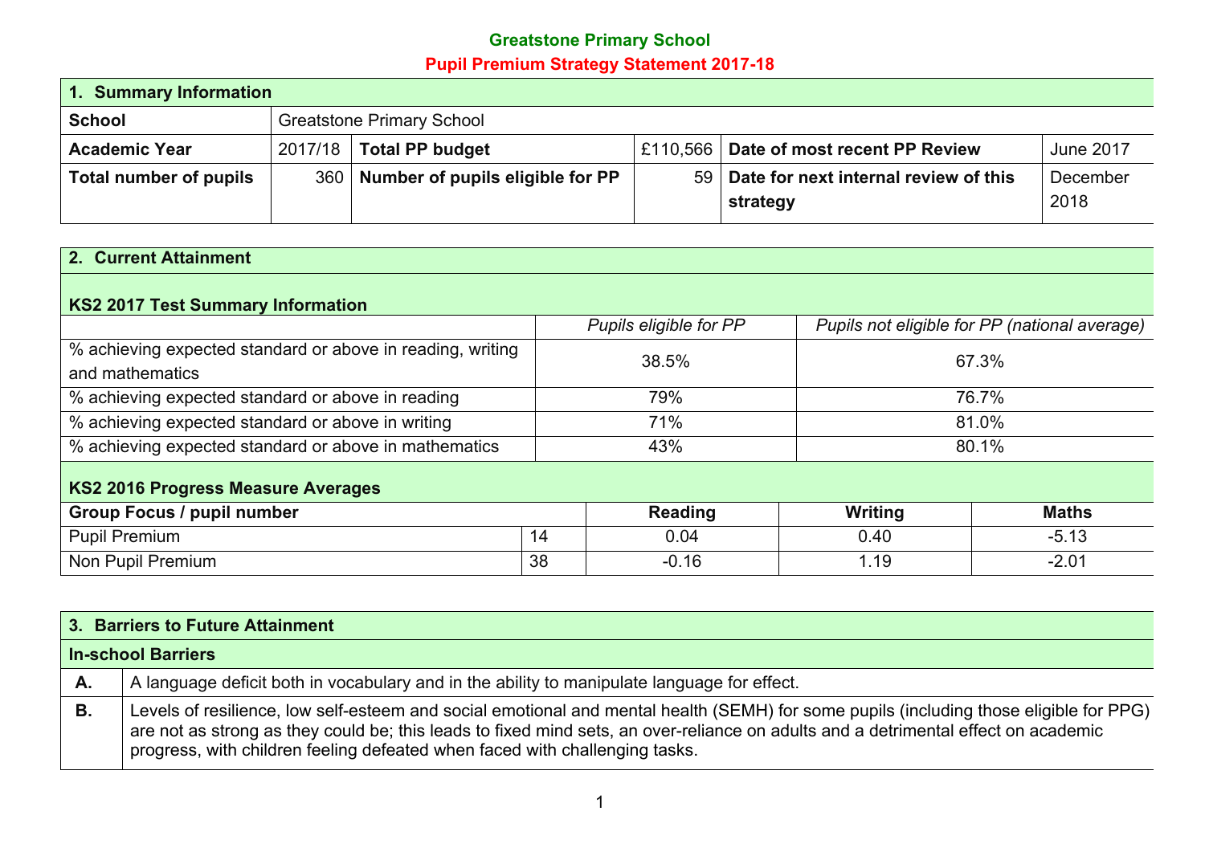# Greatstone Primary School

## Pupil Premium Strategy Statement 2017-18

| **1. Summary Information** | | | | | |
|---|---|---|---|---|---|
| **School** | Greatstone Primary School | | | | |
| **Academic Year** | 2017/18 | **Total PP budget** | £110,566 | **Date of most recent PP Review** | June 2017 |
| **Total number of pupils** | 360 | **Number of pupils eligible for PP** | 59 | **Date for next internal review of this strategy** | December 2018 |

**2. Current Attainment**

**KS2 2017 Test Summary Information**

| | *Pupils eligible for PP* | *Pupils not eligible for PP (national average)* |
|---|---|---|
| % achieving expected standard or above in reading, writing and mathematics | 38.5% | 67.3% |
| % achieving expected standard or above in reading | 79% | 76.7% |
| % achieving expected standard or above in writing | 71% | 81.0% |
| % achieving expected standard or above in mathematics | 43% | 80.1% |

**KS2 2016 Progress Measure Averages**

| **Group Focus / pupil number** | | **Reading** | **Writing** | **Maths** |
|---|---|---|---|---|
| Pupil Premium | 14 | 0.04 | 0.40 | -5.13 |
| Non Pupil Premium | 38 | -0.16 | 1.19 | -2.01 |

**3. Barriers to Future Attainment**

**In-school Barriers**

| | |
|---|---|
| **A.** | A language deficit both in vocabulary and in the ability to manipulate language for effect. |
| **B.** | Levels of resilience, low self-esteem and social emotional and mental health (SEMH) for some pupils (including those eligible for PPG) are not as strong as they could be; this leads to fixed mind sets, an over-reliance on adults and a detrimental effect on academic progress, with children feeling defeated when faced with challenging tasks. |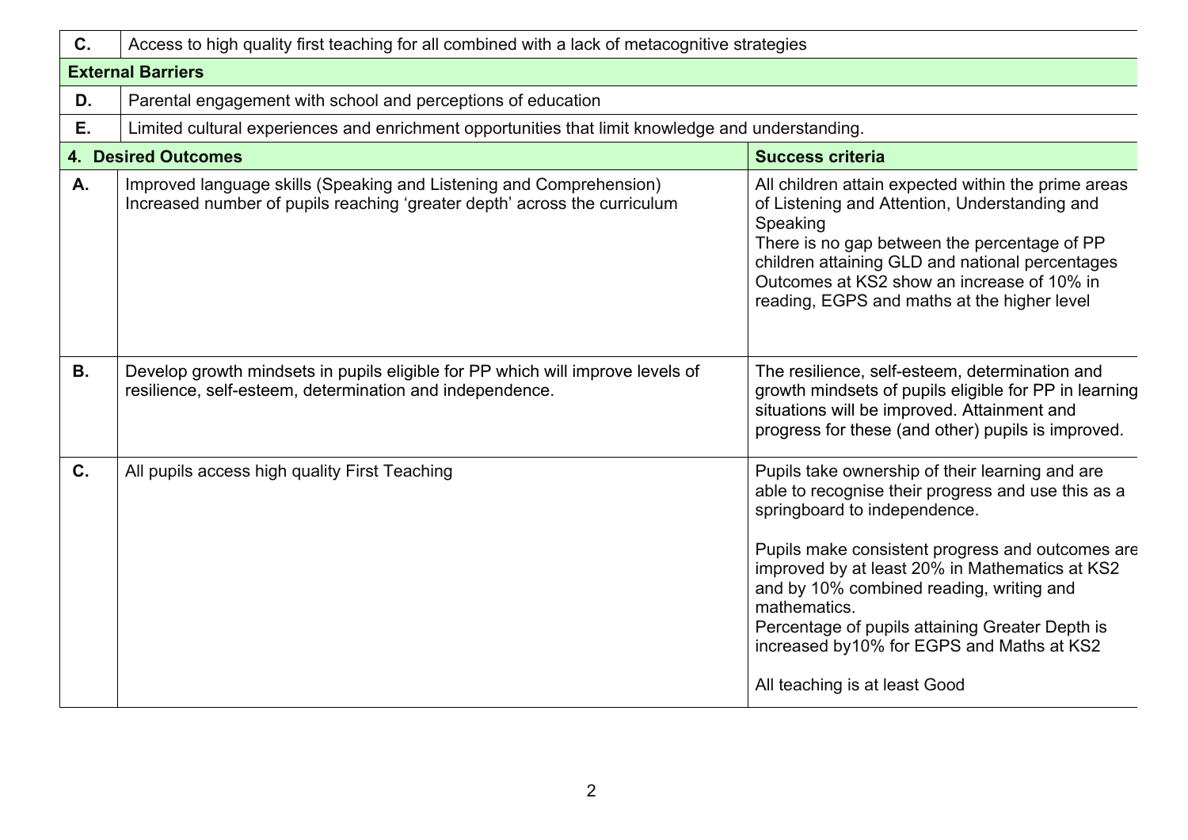| | | |
|---|---|---|
| **C.** | Access to high quality first teaching for all combined with a lack of metacognitive strategies | |
| **External Barriers** | | |
| **D.** | Parental engagement with school and perceptions of education | |
| **E.** | Limited cultural experiences and enrichment opportunities that limit knowledge and understanding. | |
| **4. Desired Outcomes** | | **Success criteria** |
| **A.** | Improved language skills (Speaking and Listening and Comprehension)<br>Increased number of pupils reaching 'greater depth' across the curriculum | All children attain expected within the prime areas of Listening and Attention, Understanding and Speaking<br>There is no gap between the percentage of PP children attaining GLD and national percentages<br>Outcomes at KS2 show an increase of 10% in reading, EGPS and maths at the higher level |
| **B.** | Develop growth mindsets in pupils eligible for PP which will improve levels of resilience, self-esteem, determination and independence. | The resilience, self-esteem, determination and growth mindsets of pupils eligible for PP in learning situations will be improved. Attainment and progress for these (and other) pupils is improved. |
| **C.** | All pupils access high quality First Teaching | Pupils take ownership of their learning and are able to recognise their progress and use this as a springboard to independence.<br><br>Pupils make consistent progress and outcomes are improved by at least 20% in Mathematics at KS2 and by 10% combined reading, writing and mathematics.<br>Percentage of pupils attaining Greater Depth is increased by10% for EGPS and Maths at KS2<br><br>All teaching is at least Good |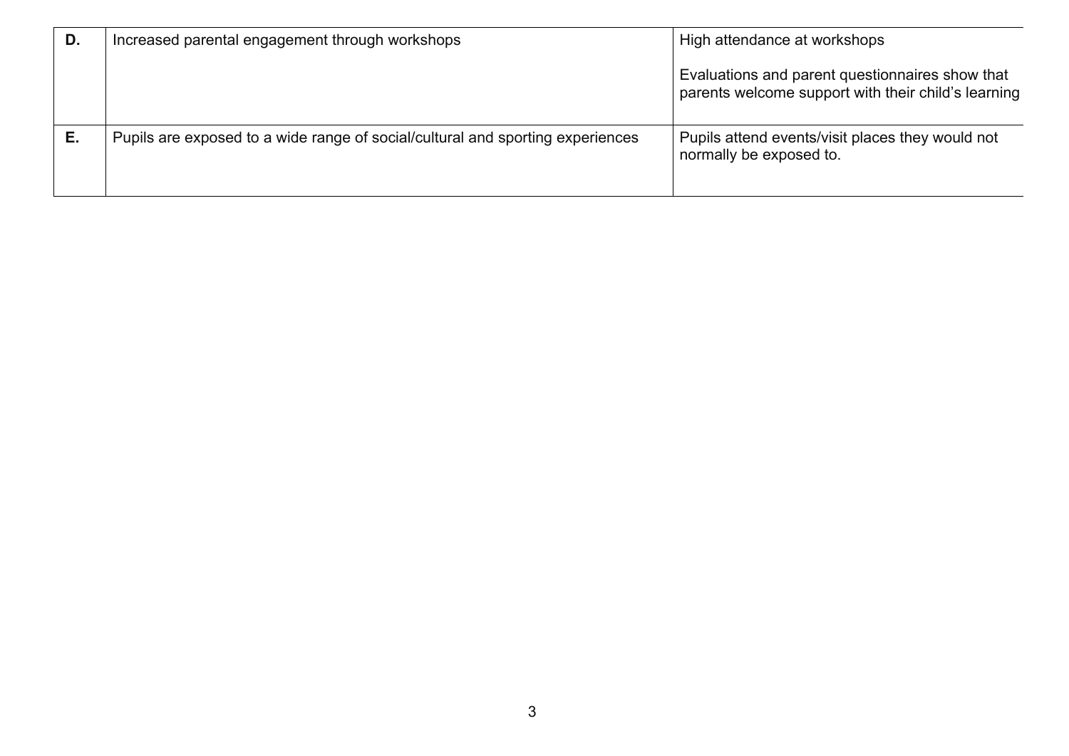| | | |
|---|---|---|
| **D.** | Increased parental engagement through workshops | High attendance at workshops<br><br>Evaluations and parent questionnaires show that parents welcome support with their child's learning |
| **E.** | Pupils are exposed to a wide range of social/cultural and sporting experiences | Pupils attend events/visit places they would not normally be exposed to. |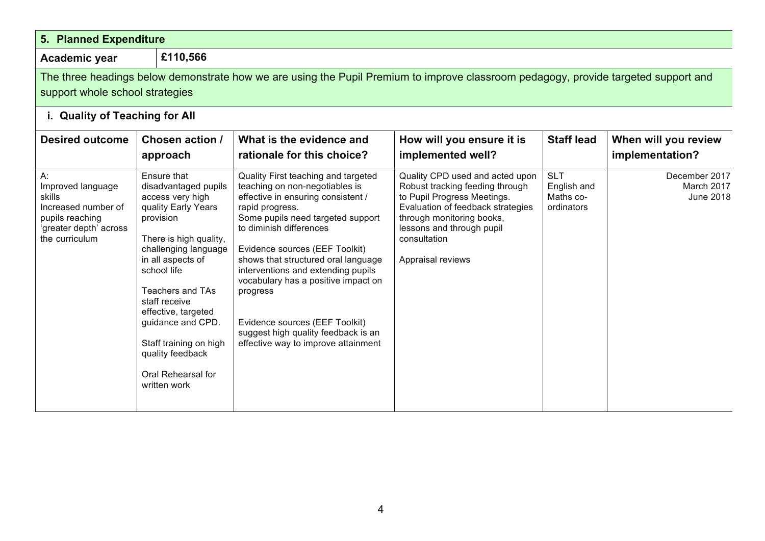## 5. Planned Expenditure

| Academic year | £110,566 |
|---|---|

The three headings below demonstrate how we are using the Pupil Premium to improve classroom pedagogy, provide targeted support and support whole school strategies

### i. Quality of Teaching for All

| Desired outcome | Chosen action / approach | What is the evidence and rationale for this choice? | How will you ensure it is implemented well? | Staff lead | When will you review implementation? |
|---|---|---|---|---|---|
| A:<br>Improved language skills<br>Increased number of pupils reaching 'greater depth' across the curriculum | Ensure that disadvantaged pupils access very high quality Early Years provision<br><br>There is high quality, challenging language in all aspects of school life<br><br>Teachers and TAs staff receive effective, targeted guidance and CPD.<br><br>Staff training on high quality feedback<br><br>Oral Rehearsal for written work | Quality First teaching and targeted teaching on non-negotiables is effective in ensuring consistent / rapid progress.<br>Some pupils need targeted support to diminish differences<br><br>Evidence sources (EEF Toolkit) shows that structured oral language interventions and extending pupils vocabulary has a positive impact on progress<br><br>Evidence sources (EEF Toolkit) suggest high quality feedback is an effective way to improve attainment | Quality CPD used and acted upon Robust tracking feeding through to Pupil Progress Meetings.<br>Evaluation of feedback strategies through monitoring books, lessons and through pupil consultation<br><br>Appraisal reviews | SLT<br>English and Maths co-ordinators | December 2017<br>March 2017<br>June 2018 |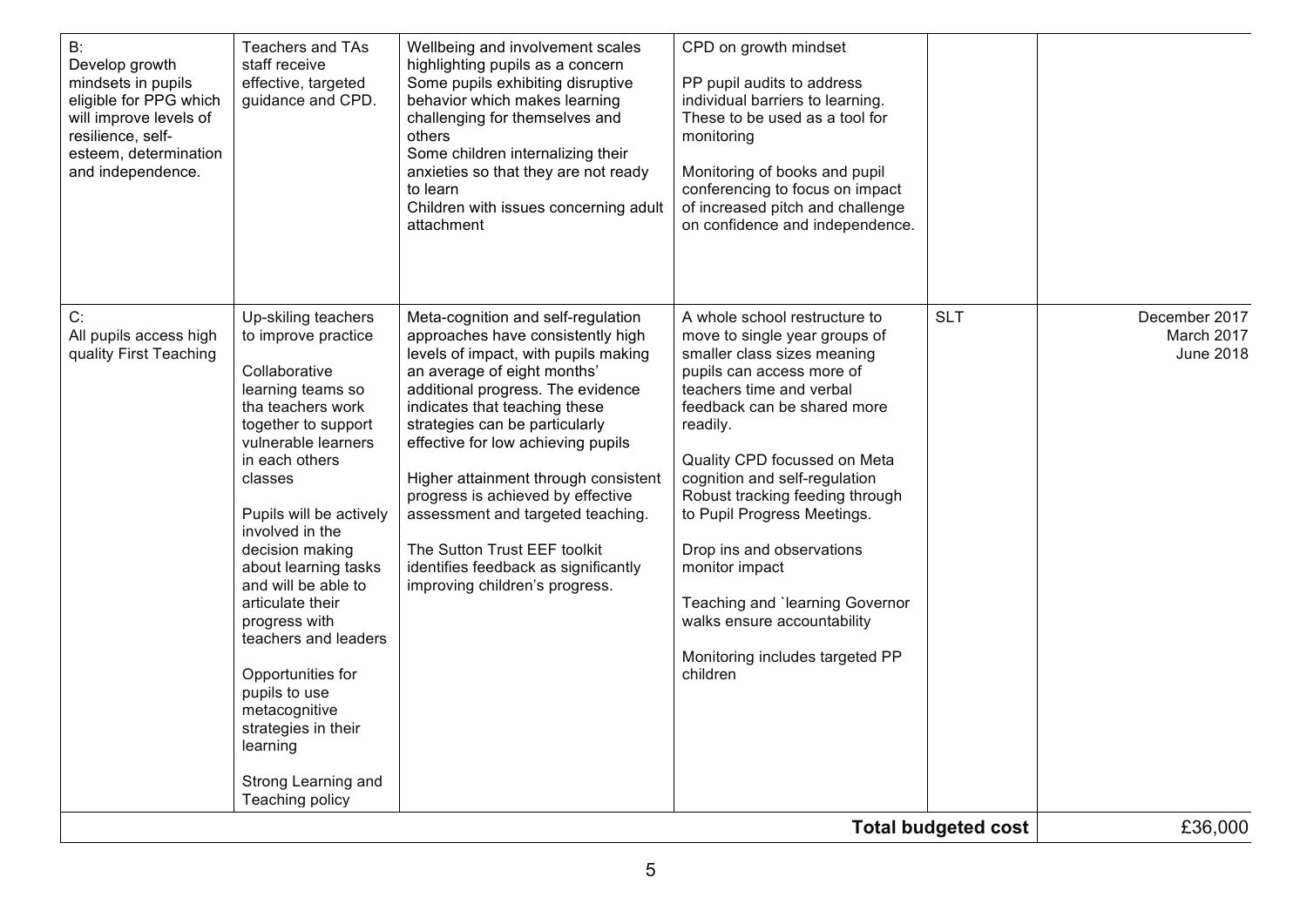| | | | | | |
|---|---|---|---|---|---|
| B:<br>Develop growth mindsets in pupils eligible for PPG which will improve levels of resilience, self-esteem, determination and independence. | Teachers and TAs staff receive effective, targeted guidance and CPD. | Wellbeing and involvement scales highlighting pupils as a concern<br>Some pupils exhibiting disruptive behavior which makes learning challenging for themselves and others<br>Some children internalizing their anxieties so that they are not ready to learn<br>Children with issues concerning adult attachment | CPD on growth mindset<br><br>PP pupil audits to address individual barriers to learning. These to be used as a tool for monitoring<br><br>Monitoring of books and pupil conferencing to focus on impact of increased pitch and challenge on confidence and independence. | | |
| C:<br>All pupils access high quality First Teaching | Up-skiling teachers to improve practice<br><br>Collaborative learning teams so tha teachers work together to support vulnerable learners in each others classes<br><br>Pupils will be actively involved in the decision making about learning tasks and will be able to articulate their progress with teachers and leaders<br><br>Opportunities for pupils to use metacognitive strategies in their learning<br><br>Strong Learning and Teaching policy | Meta-cognition and self-regulation approaches have consistently high levels of impact, with pupils making an average of eight months' additional progress. The evidence indicates that teaching these strategies can be particularly effective for low achieving pupils<br><br>Higher attainment through consistent progress is achieved by effective assessment and targeted teaching.<br><br>The Sutton Trust EEF toolkit identifies feedback as significantly improving children's progress. | A whole school restructure to move to single year groups of smaller class sizes meaning pupils can access more of teachers time and verbal feedback can be shared more readily.<br><br>Quality CPD focussed on Meta cognition and self-regulation<br>Robust tracking feeding through to Pupil Progress Meetings.<br><br>Drop ins and observations monitor impact<br><br>Teaching and `learning Governor walks ensure accountability<br><br>Monitoring includes targeted PP children | SLT | December 2017<br>March 2017<br>June 2018 |
| | | | | **Total budgeted cost** | £36,000 |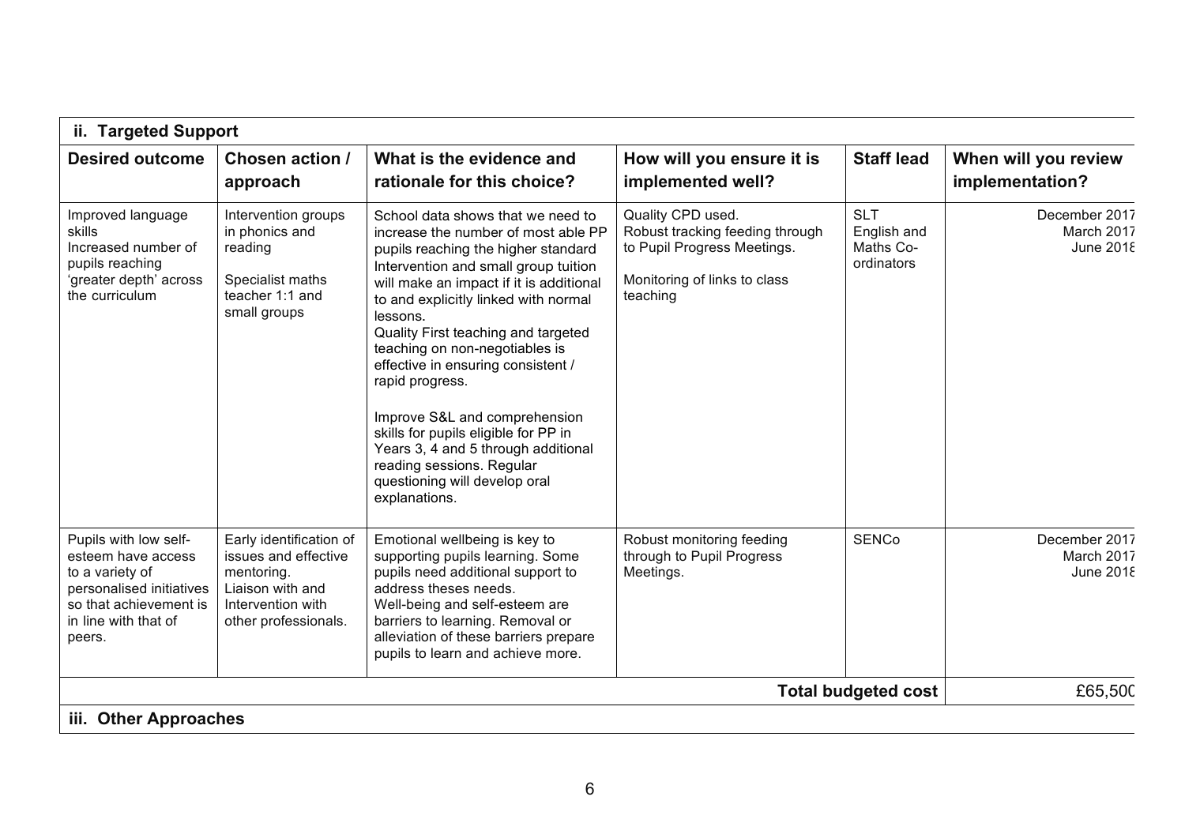| ii. Targeted Support | | | | | |
|---|---|---|---|---|---|
| **Desired outcome** | **Chosen action / approach** | **What is the evidence and rationale for this choice?** | **How will you ensure it is implemented well?** | **Staff lead** | **When will you review implementation?** |
| Improved language skills<br>Increased number of pupils reaching 'greater depth' across the curriculum | Intervention groups in phonics and reading<br><br>Specialist maths teacher 1:1 and small groups | School data shows that we need to increase the number of most able PP pupils reaching the higher standard Intervention and small group tuition will make an impact if it is additional to and explicitly linked with normal lessons.<br>Quality First teaching and targeted teaching on non-negotiables is effective in ensuring consistent / rapid progress.<br><br>Improve S&L and comprehension skills for pupils eligible for PP in Years 3, 4 and 5 through additional reading sessions. Regular questioning will develop oral explanations. | Quality CPD used.<br>Robust tracking feeding through to Pupil Progress Meetings.<br><br>Monitoring of links to class teaching | SLT<br>English and Maths Co-ordinators | December 2017<br>March 2017<br>June 2018 |
| Pupils with low self-esteem have access to a variety of personalised initiatives so that achievement is in line with that of peers. | Early identification of issues and effective mentoring.<br>Liaison with and Intervention with other professionals. | Emotional wellbeing is key to supporting pupils learning. Some pupils need additional support to address theses needs.<br>Well-being and self-esteem are barriers to learning. Removal or alleviation of these barriers prepare pupils to learn and achieve more. | Robust monitoring feeding through to Pupil Progress Meetings. | SENCo | December 2017<br>March 2017<br>June 2018 |
| | | | | **Total budgeted cost** | £65,500 |

**iii. Other Approaches**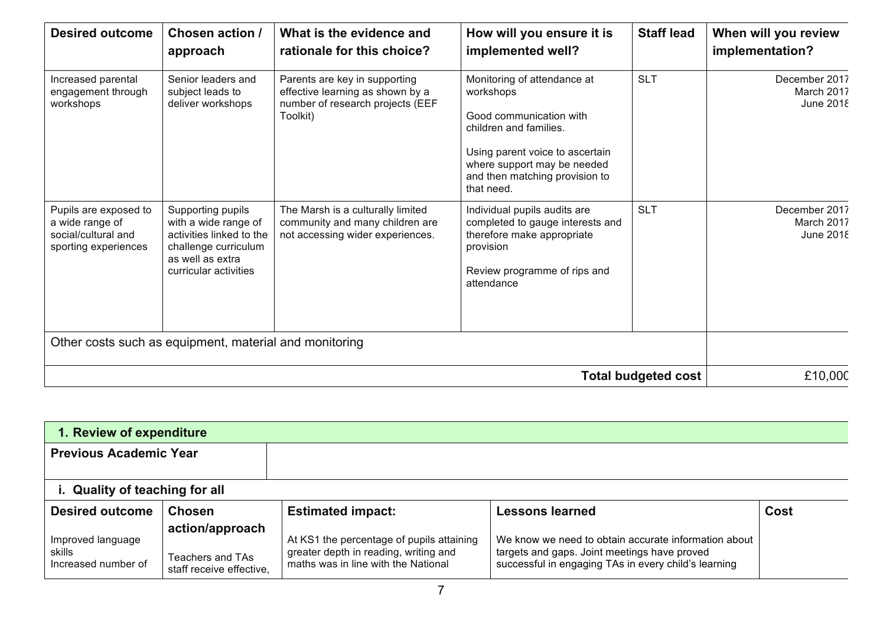| Desired outcome | Chosen action / approach | What is the evidence and rationale for this choice? | How will you ensure it is implemented well? | Staff lead | When will you review implementation? |
|---|---|---|---|---|---|
| Increased parental engagement through workshops | Senior leaders and subject leads to deliver workshops | Parents are key in supporting effective learning as shown by a number of research projects (EEF Toolkit) | Monitoring of attendance at workshops<br><br>Good communication with children and families.<br><br>Using parent voice to ascertain where support may be needed and then matching provision to that need. | SLT | December 2017<br>March 2017<br>June 2018 |
| Pupils are exposed to a wide range of social/cultural and sporting experiences | Supporting pupils with a wide range of activities linked to the challenge curriculum as well as extra curricular activities | The Marsh is a culturally limited community and many children are not accessing wider experiences. | Individual pupils audits are completed to gauge interests and therefore make appropriate provision<br><br>Review programme of rips and attendance | SLT | December 2017<br>March 2017<br>June 2018 |
| Other costs such as equipment, material and monitoring | | | | | |
| | | | | **Total budgeted cost** | £10,000 |

| **1. Review of expenditure** | | | | |
|---|---|---|---|---|
| **Previous Academic Year** | | | | |
| **i. Quality of teaching for all** | | | | |
| **Desired outcome** | **Chosen action/approach** | **Estimated impact:** | **Lessons learned** | **Cost** |
| Improved language skills<br>Increased number of | Teachers and TAs staff receive effective, | At KS1 the percentage of pupils attaining greater depth in reading, writing and maths was in line with the National | We know we need to obtain accurate information about targets and gaps. Joint meetings have proved successful in engaging TAs in every child's learning | |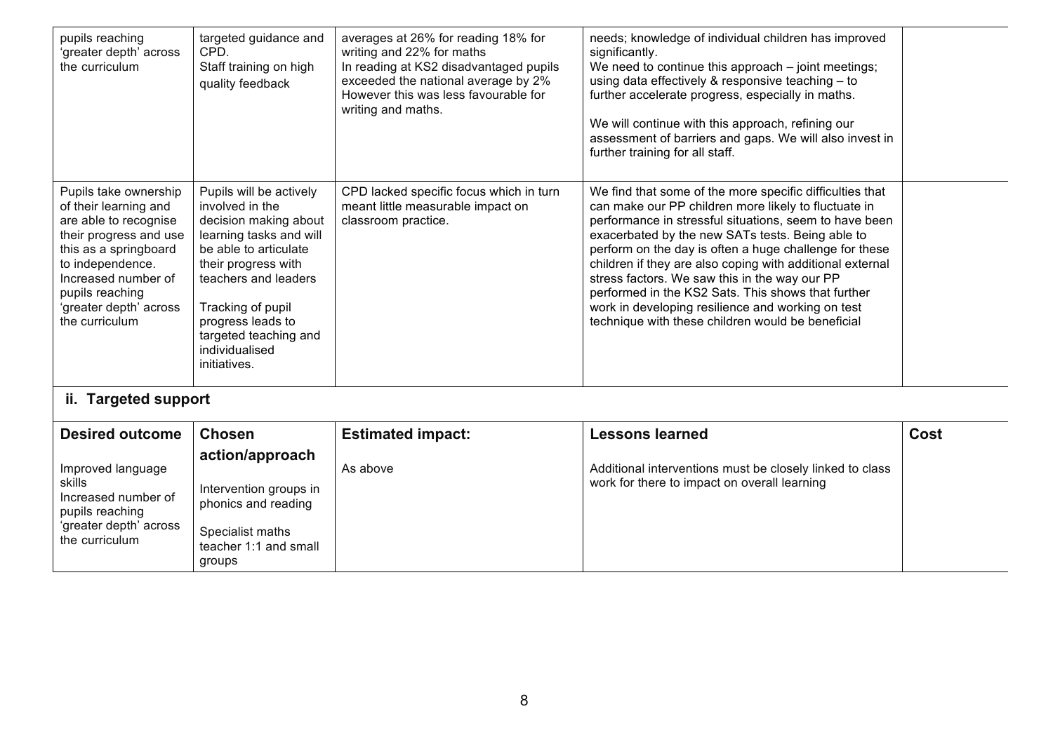| | | | | |
|---|---|---|---|---|
| pupils reaching 'greater depth' across the curriculum | targeted guidance and CPD.<br>Staff training on high quality feedback | averages at 26% for reading 18% for writing and 22% for maths<br>In reading at KS2 disadvantaged pupils exceeded the national average by 2% However this was less favourable for writing and maths. | needs; knowledge of individual children has improved significantly.<br>We need to continue this approach – joint meetings; using data effectively & responsive teaching – to further accelerate progress, especially in maths.<br><br>We will continue with this approach, refining our assessment of barriers and gaps. We will also invest in further training for all staff. | |
| Pupils take ownership of their learning and are able to recognise their progress and use this as a springboard to independence.<br>Increased number of pupils reaching 'greater depth' across the curriculum | Pupils will be actively involved in the decision making about learning tasks and will be able to articulate their progress with teachers and leaders<br><br>Tracking of pupil progress leads to targeted teaching and individualised initiatives. | CPD lacked specific focus which in turn meant little measurable impact on classroom practice. | We find that some of the more specific difficulties that can make our PP children more likely to fluctuate in performance in stressful situations, seem to have been exacerbated by the new SATs tests. Being able to perform on the day is often a huge challenge for these children if they are also coping with additional external stress factors. We saw this in the way our PP performed in the KS2 Sats. This shows that further work in developing resilience and working on test technique with these children would be beneficial | |

## ii. Targeted support

| Desired outcome | Chosen action/approach | Estimated impact: | Lessons learned | Cost |
|---|---|---|---|---|
| Improved language skills<br>Increased number of pupils reaching 'greater depth' across the curriculum | Intervention groups in phonics and reading<br><br>Specialist maths teacher 1:1 and small groups | As above | Additional interventions must be closely linked to class work for there to impact on overall learning | |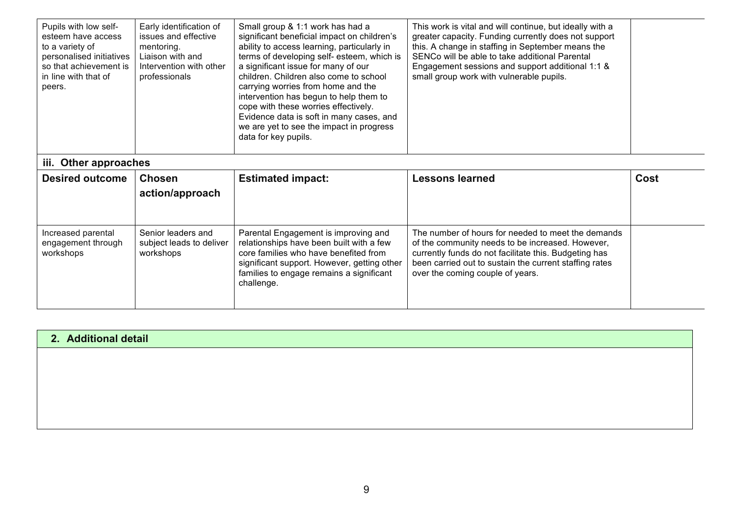| | | | | |
|---|---|---|---|---|
| Pupils with low self-esteem have access to a variety of personalised initiatives so that achievement is in line with that of peers. | Early identification of issues and effective mentoring. Liaison with and Intervention with other professionals | Small group & 1:1 work has had a significant beneficial impact on children's ability to access learning, particularly in terms of developing self- esteem, which is a significant issue for many of our children. Children also come to school carrying worries from home and the intervention has begun to help them to cope with these worries effectively. Evidence data is soft in many cases, and we are yet to see the impact in progress data for key pupils. | This work is vital and will continue, but ideally with a greater capacity. Funding currently does not support this. A change in staffing in September means the SENCo will be able to take additional Parental Engagement sessions and support additional 1:1 & small group work with vulnerable pupils. | |

### iii. Other approaches

| Desired outcome | Chosen action/approach | Estimated impact: | Lessons learned | Cost |
|---|---|---|---|---|
| Increased parental engagement through workshops | Senior leaders and subject leads to deliver workshops | Parental Engagement is improving and relationships have been built with a few core families who have benefited from significant support. However, getting other families to engage remains a significant challenge. | The number of hours for needed to meet the demands of the community needs to be increased. However, currently funds do not facilitate this. Budgeting has been carried out to sustain the current staffing rates over the coming couple of years. | |

## 2. Additional detail